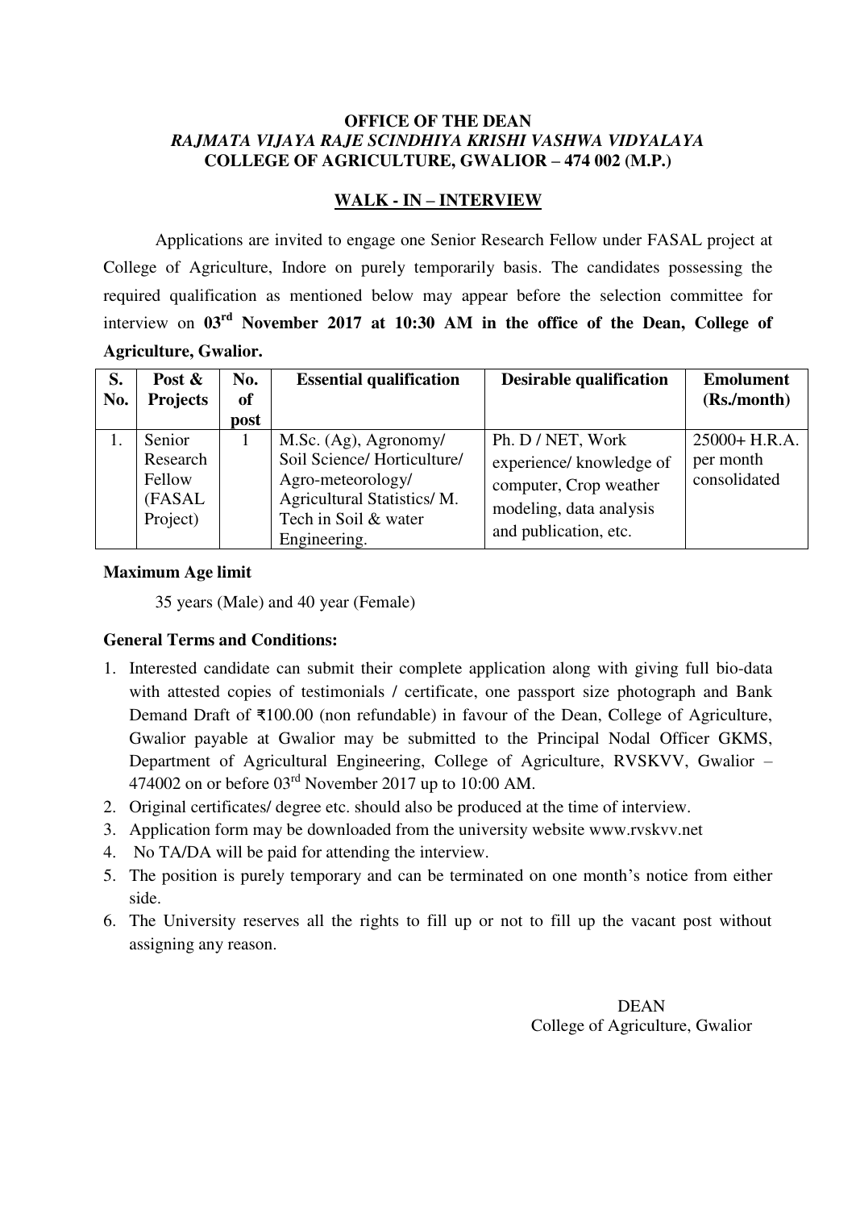**OFFICE OF THE DEAN**
***RAJMATA VIJAYA RAJE SCINDHIYA KRISHI VASHWA VIDYALAYA***
**COLLEGE OF AGRICULTURE, GWALIOR – 474 002 (M.P.)**

## WALK - IN – INTERVIEW

Applications are invited to engage one Senior Research Fellow under FASAL project at College of Agriculture, Indore on purely temporarily basis. The candidates possessing the required qualification as mentioned below may appear before the selection committee for interview on **03rd November 2017 at 10:30 AM in the office of the Dean, College of Agriculture, Gwalior.**

| S. No. | Post & Projects | No. of post | Essential qualification | Desirable qualification | Emolument (Rs./month) |
|---|---|---|---|---|---|
| 1. | Senior Research Fellow (FASAL Project) | 1 | M.Sc. (Ag), Agronomy/ Soil Science/ Horticulture/ Agro-meteorology/ Agricultural Statistics/ M. Tech in Soil & water Engineering. | Ph. D / NET, Work experience/ knowledge of computer, Crop weather modeling, data analysis and publication, etc. | 25000+ H.R.A. per month consolidated |

**Maximum Age limit**

35 years (Male) and 40 year (Female)

**General Terms and Conditions:**

1. Interested candidate can submit their complete application along with giving full bio-data with attested copies of testimonials / certificate, one passport size photograph and Bank Demand Draft of ₹100.00 (non refundable) in favour of the Dean, College of Agriculture, Gwalior payable at Gwalior may be submitted to the Principal Nodal Officer GKMS, Department of Agricultural Engineering, College of Agriculture, RVSKVV, Gwalior – 474002 on or before 03rd November 2017 up to 10:00 AM.
2. Original certificates/ degree etc. should also be produced at the time of interview.
3. Application form may be downloaded from the university website www.rvskvv.net
4. No TA/DA will be paid for attending the interview.
5. The position is purely temporary and can be terminated on one month's notice from either side.
6. The University reserves all the rights to fill up or not to fill up the vacant post without assigning any reason.

DEAN
College of Agriculture, Gwalior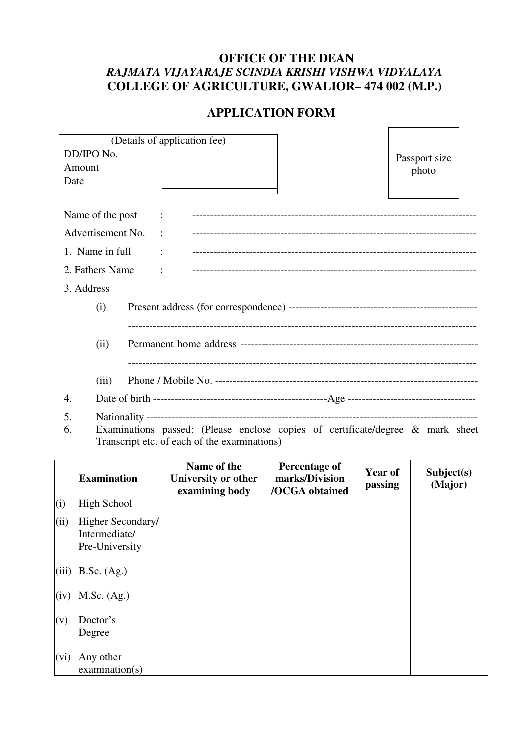# OFFICE OF THE DEAN
## *RAJMATA VIJAYARAJE SCINDIA KRISHI VISHWA VIDYALAYA*
## COLLEGE OF AGRICULTURE, GWALIOR– 474 002 (M.P.)

## APPLICATION FORM

| (Details of application fee) | |
|---|---|
| DD/IPO No. | |
| Amount | |
| Date | |

Passport size photo

Name of the post : ------------------------------------------------------------------------------

Advertisement No. : ------------------------------------------------------------------------------

1. Name in full : ------------------------------------------------------------------------------

2. Fathers Name : ------------------------------------------------------------------------------

3. Address

   (i) Present address (for correspondence) -----------------------------------------------------

   ------------------------------------------------------------------------------------------------

   (ii) Permanent home address ------------------------------------------------------------------

   ------------------------------------------------------------------------------------------------

   (iii) Phone / Mobile No. ---------------------------------------------------------------------

4. Date of birth ------------------------------------------------Age -----------------------------------

5. Nationality ------------------------------------------------------------------------------------------

6. Examinations passed: (Please enclose copies of certificate/degree & mark sheet Transcript etc. of each of the examinations)

| | Examination | Name of the University or other examining body | Percentage of marks/Division /OCGA obtained | Year of passing | Subject(s) (Major) |
|---|---|---|---|---|---|
| (i) | High School | | | | |
| (ii) | Higher Secondary/ Intermediate/ Pre-University | | | | |
| (iii) | B.Sc. (Ag.) | | | | |
| (iv) | M.Sc. (Ag.) | | | | |
| (v) | Doctor's Degree | | | | |
| (vi) | Any other examination(s) | | | | |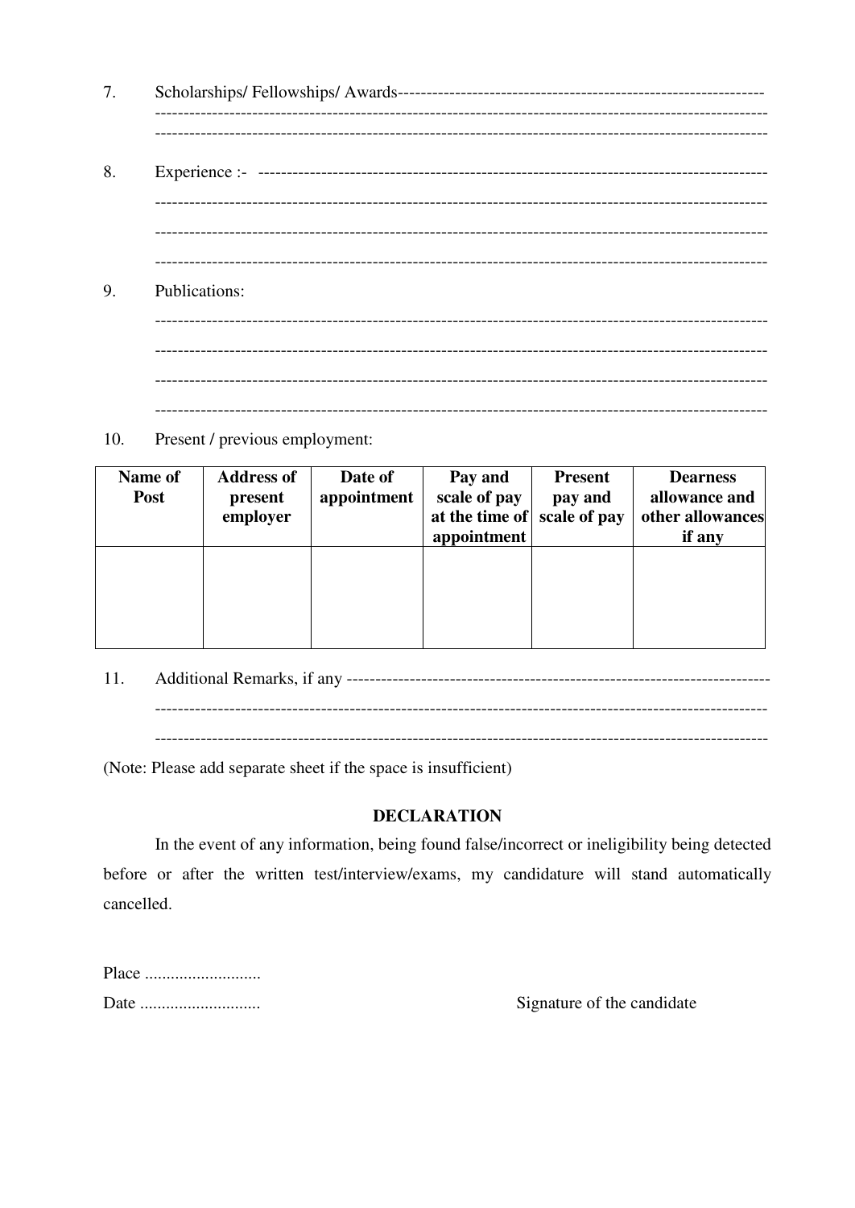7. Scholarships/ Fellowships/ Awards----------------------------------------------------------------
--------------------------------------------------------------------------------------------------------
--------------------------------------------------------------------------------------------------------

8. Experience :- ------------------------------------------------------------------------------------
--------------------------------------------------------------------------------------------------------
--------------------------------------------------------------------------------------------------------
--------------------------------------------------------------------------------------------------------

9. Publications:

--------------------------------------------------------------------------------------------------------
--------------------------------------------------------------------------------------------------------
--------------------------------------------------------------------------------------------------------
--------------------------------------------------------------------------------------------------------

10. Present / previous employment:

| **Name of Post** | **Address of present employer** | **Date of appointment** | **Pay and scale of pay at the time of appointment** | **Present pay and scale of pay** | **Dearness allowance and other allowances if any** |
|---|---|---|---|---|---|
| | | | | | |

11. Additional Remarks, if any --------------------------------------------------------------------------
--------------------------------------------------------------------------------------------------------
--------------------------------------------------------------------------------------------------------

(Note: Please add separate sheet if the space is insufficient)

**DECLARATION**

In the event of any information, being found false/incorrect or ineligibility being detected before or after the written test/interview/exams, my candidature will stand automatically cancelled.

Place ..........................

Date ...........................

Signature of the candidate